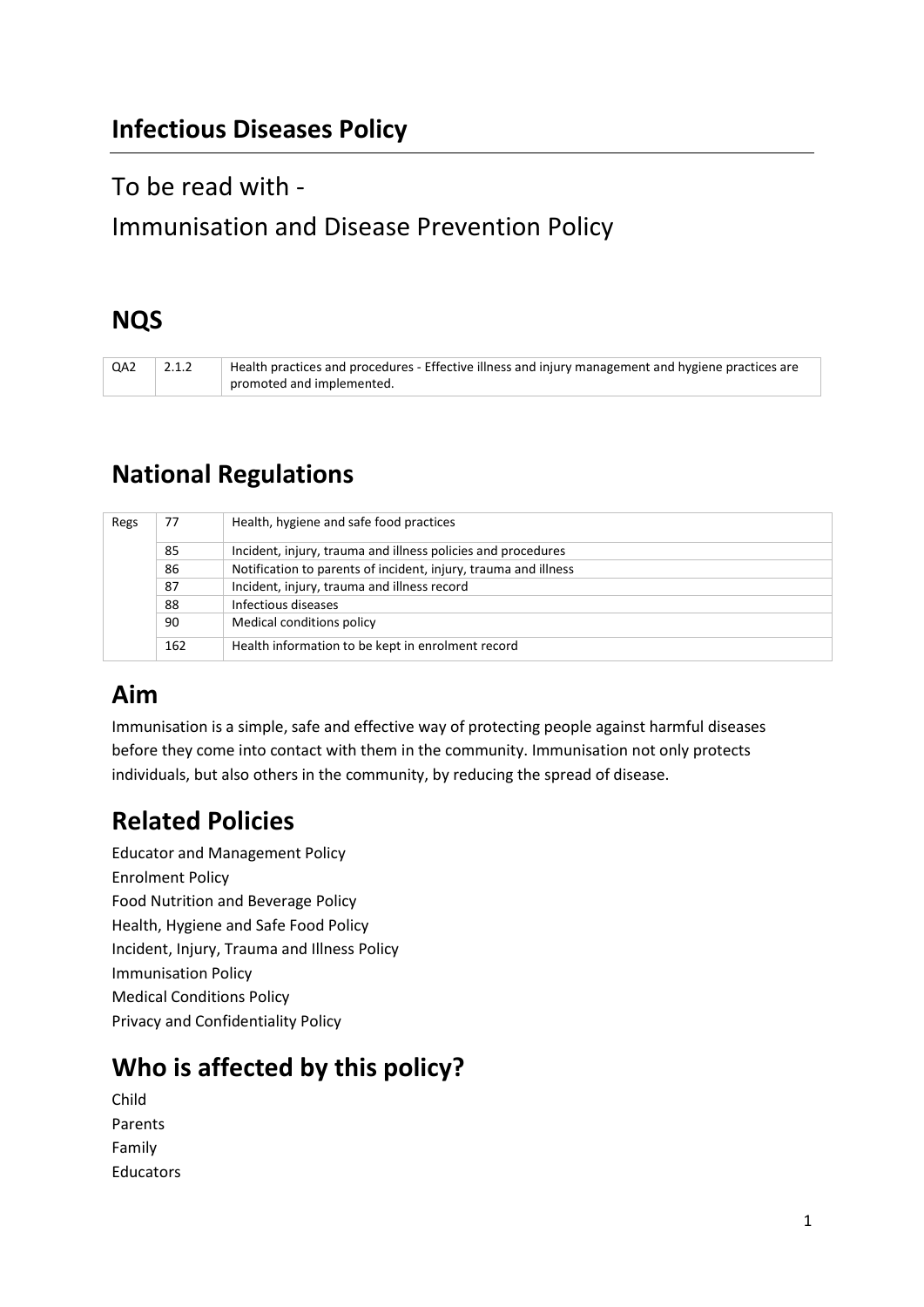# Infectious Diseases Policy

To be read with -

Immunisation and Disease Prevention Policy

## NQS

| QA2 | 2.1.2 | Health practices and procedures - Effective illness and injury management and hygiene practices are promoted and implemented. |
|---|---|---|

## National Regulations

| Regs | 77 | Health, hygiene and safe food practices |
|---|---|---|
| | 85 | Incident, injury, trauma and illness policies and procedures |
| | 86 | Notification to parents of incident, injury, trauma and illness |
| | 87 | Incident, injury, trauma and illness record |
| | 88 | Infectious diseases |
| | 90 | Medical conditions policy |
| | 162 | Health information to be kept in enrolment record |

## Aim

Immunisation is a simple, safe and effective way of protecting people against harmful diseases before they come into contact with them in the community. Immunisation not only protects individuals, but also others in the community, by reducing the spread of disease.

## Related Policies

Educator and Management Policy
Enrolment Policy
Food Nutrition and Beverage Policy
Health, Hygiene and Safe Food Policy
Incident, Injury, Trauma and Illness Policy
Immunisation Policy
Medical Conditions Policy
Privacy and Confidentiality Policy

## Who is affected by this policy?

Child
Parents
Family
Educators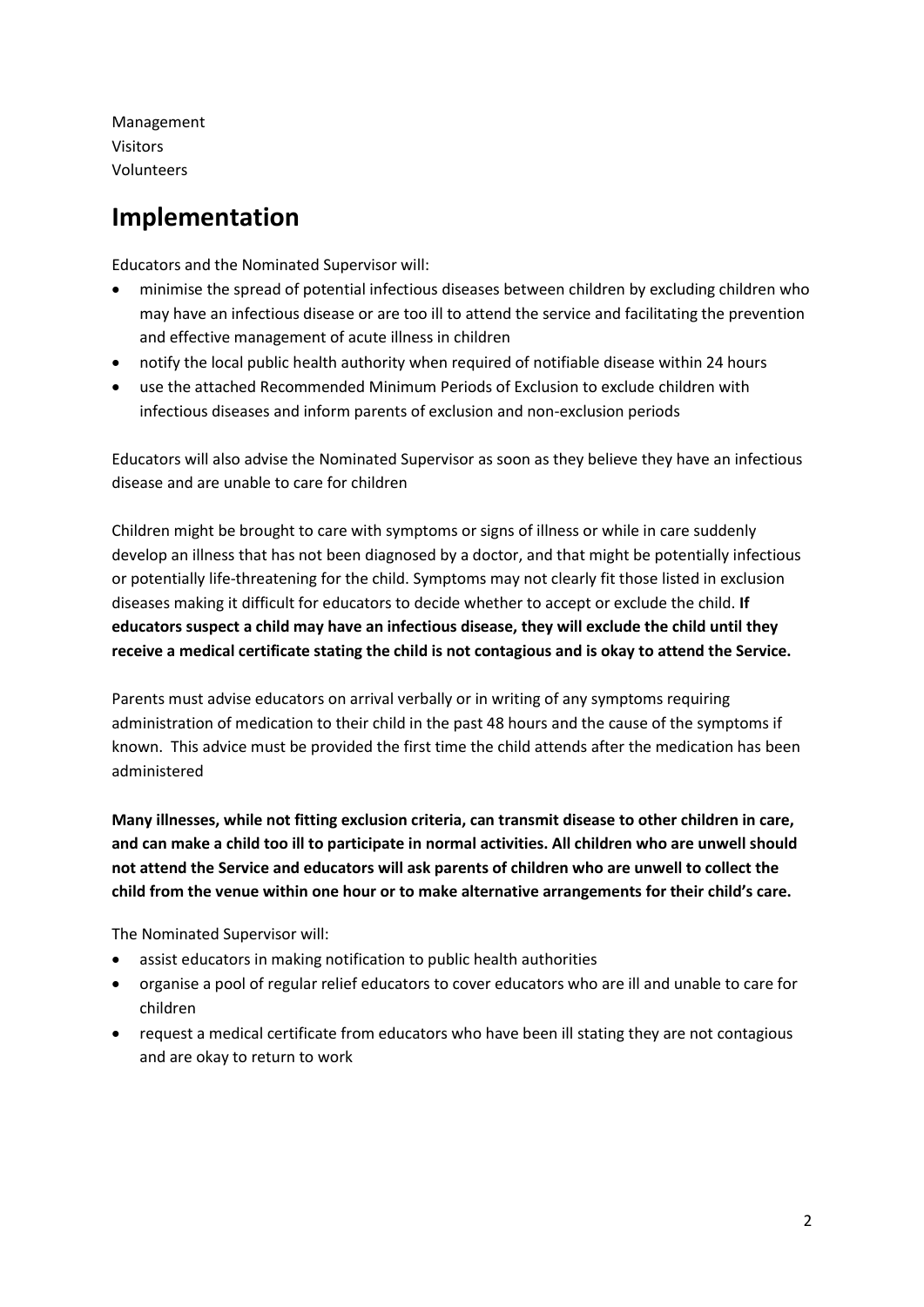Management
Visitors
Volunteers

## Implementation

Educators and the Nominated Supervisor will:

- minimise the spread of potential infectious diseases between children by excluding children who may have an infectious disease or are too ill to attend the service and facilitating the prevention and effective management of acute illness in children
- notify the local public health authority when required of notifiable disease within 24 hours
- use the attached Recommended Minimum Periods of Exclusion to exclude children with infectious diseases and inform parents of exclusion and non-exclusion periods

Educators will also advise the Nominated Supervisor as soon as they believe they have an infectious disease and are unable to care for children

Children might be brought to care with symptoms or signs of illness or while in care suddenly develop an illness that has not been diagnosed by a doctor, and that might be potentially infectious or potentially life-threatening for the child. Symptoms may not clearly fit those listed in exclusion diseases making it difficult for educators to decide whether to accept or exclude the child. **If educators suspect a child may have an infectious disease, they will exclude the child until they receive a medical certificate stating the child is not contagious and is okay to attend the Service.**

Parents must advise educators on arrival verbally or in writing of any symptoms requiring administration of medication to their child in the past 48 hours and the cause of the symptoms if known. This advice must be provided the first time the child attends after the medication has been administered

**Many illnesses, while not fitting exclusion criteria, can transmit disease to other children in care, and can make a child too ill to participate in normal activities. All children who are unwell should not attend the Service and educators will ask parents of children who are unwell to collect the child from the venue within one hour or to make alternative arrangements for their child's care.**

The Nominated Supervisor will:

- assist educators in making notification to public health authorities
- organise a pool of regular relief educators to cover educators who are ill and unable to care for children
- request a medical certificate from educators who have been ill stating they are not contagious and are okay to return to work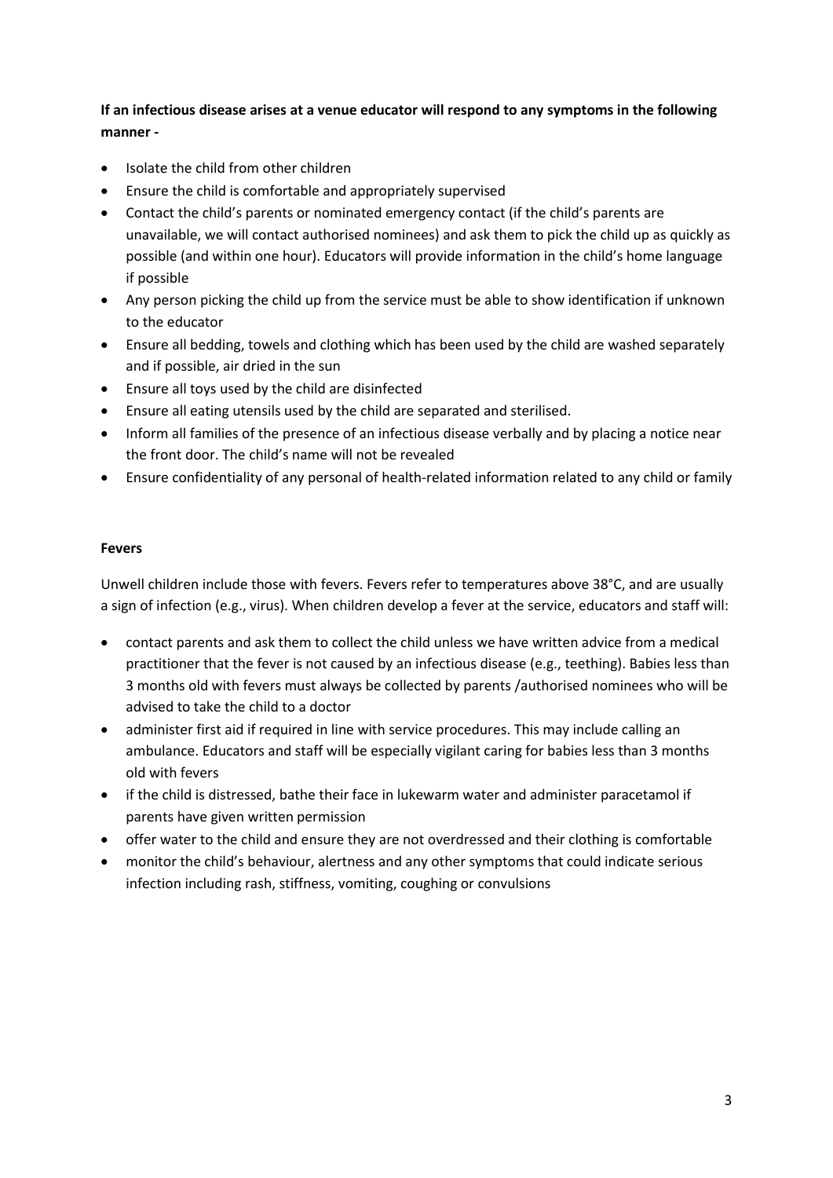**If an infectious disease arises at a venue educator will respond to any symptoms in the following manner -**

- Isolate the child from other children
- Ensure the child is comfortable and appropriately supervised
- Contact the child's parents or nominated emergency contact (if the child's parents are unavailable, we will contact authorised nominees) and ask them to pick the child up as quickly as possible (and within one hour). Educators will provide information in the child's home language if possible
- Any person picking the child up from the service must be able to show identification if unknown to the educator
- Ensure all bedding, towels and clothing which has been used by the child are washed separately and if possible, air dried in the sun
- Ensure all toys used by the child are disinfected
- Ensure all eating utensils used by the child are separated and sterilised.
- Inform all families of the presence of an infectious disease verbally and by placing a notice near the front door. The child's name will not be revealed
- Ensure confidentiality of any personal of health-related information related to any child or family

**Fevers**

Unwell children include those with fevers. Fevers refer to temperatures above 38°C, and are usually a sign of infection (e.g., virus). When children develop a fever at the service, educators and staff will:

- contact parents and ask them to collect the child unless we have written advice from a medical practitioner that the fever is not caused by an infectious disease (e.g., teething). Babies less than 3 months old with fevers must always be collected by parents /authorised nominees who will be advised to take the child to a doctor
- administer first aid if required in line with service procedures. This may include calling an ambulance. Educators and staff will be especially vigilant caring for babies less than 3 months old with fevers
- if the child is distressed, bathe their face in lukewarm water and administer paracetamol if parents have given written permission
- offer water to the child and ensure they are not overdressed and their clothing is comfortable
- monitor the child's behaviour, alertness and any other symptoms that could indicate serious infection including rash, stiffness, vomiting, coughing or convulsions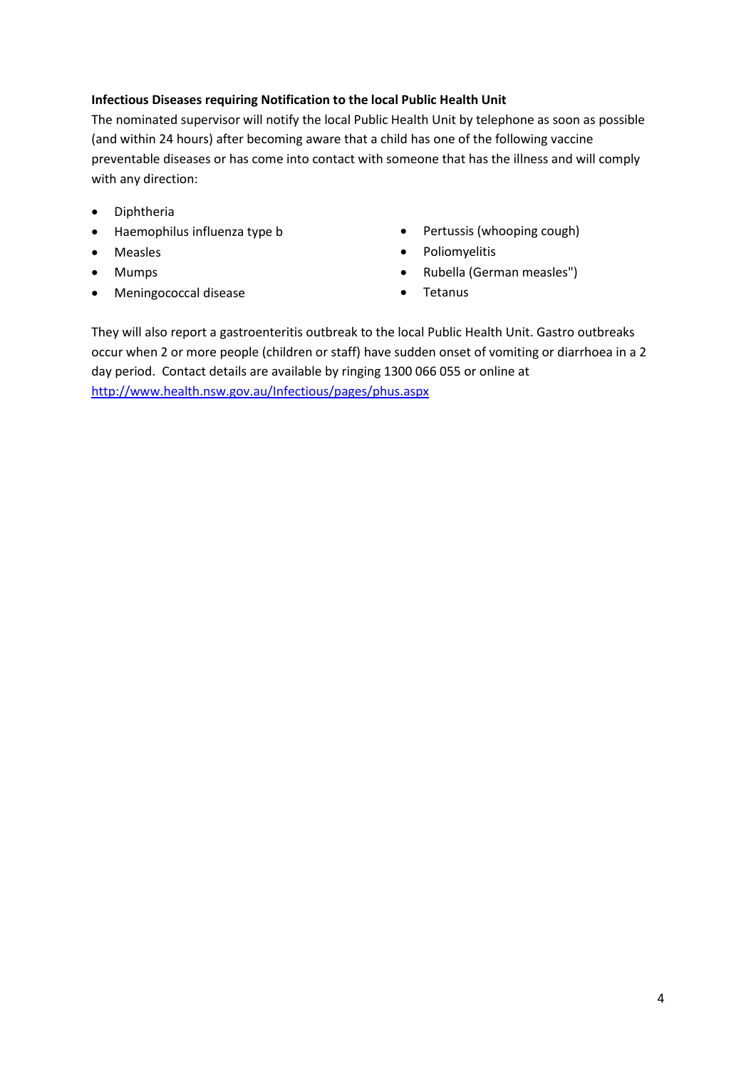**Infectious Diseases requiring Notification to the local Public Health Unit**

The nominated supervisor will notify the local Public Health Unit by telephone as soon as possible (and within 24 hours) after becoming aware that a child has one of the following vaccine preventable diseases or has come into contact with someone that has the illness and will comply with any direction:

- Diphtheria
- Haemophilus influenza type b
- Measles
- Mumps
- Meningococcal disease
- Pertussis (whooping cough)
- Poliomyelitis
- Rubella (German measles")
- Tetanus

They will also report a gastroenteritis outbreak to the local Public Health Unit. Gastro outbreaks occur when 2 or more people (children or staff) have sudden onset of vomiting or diarrhoea in a 2 day period. Contact details are available by ringing 1300 066 055 or online at http://www.health.nsw.gov.au/Infectious/pages/phus.aspx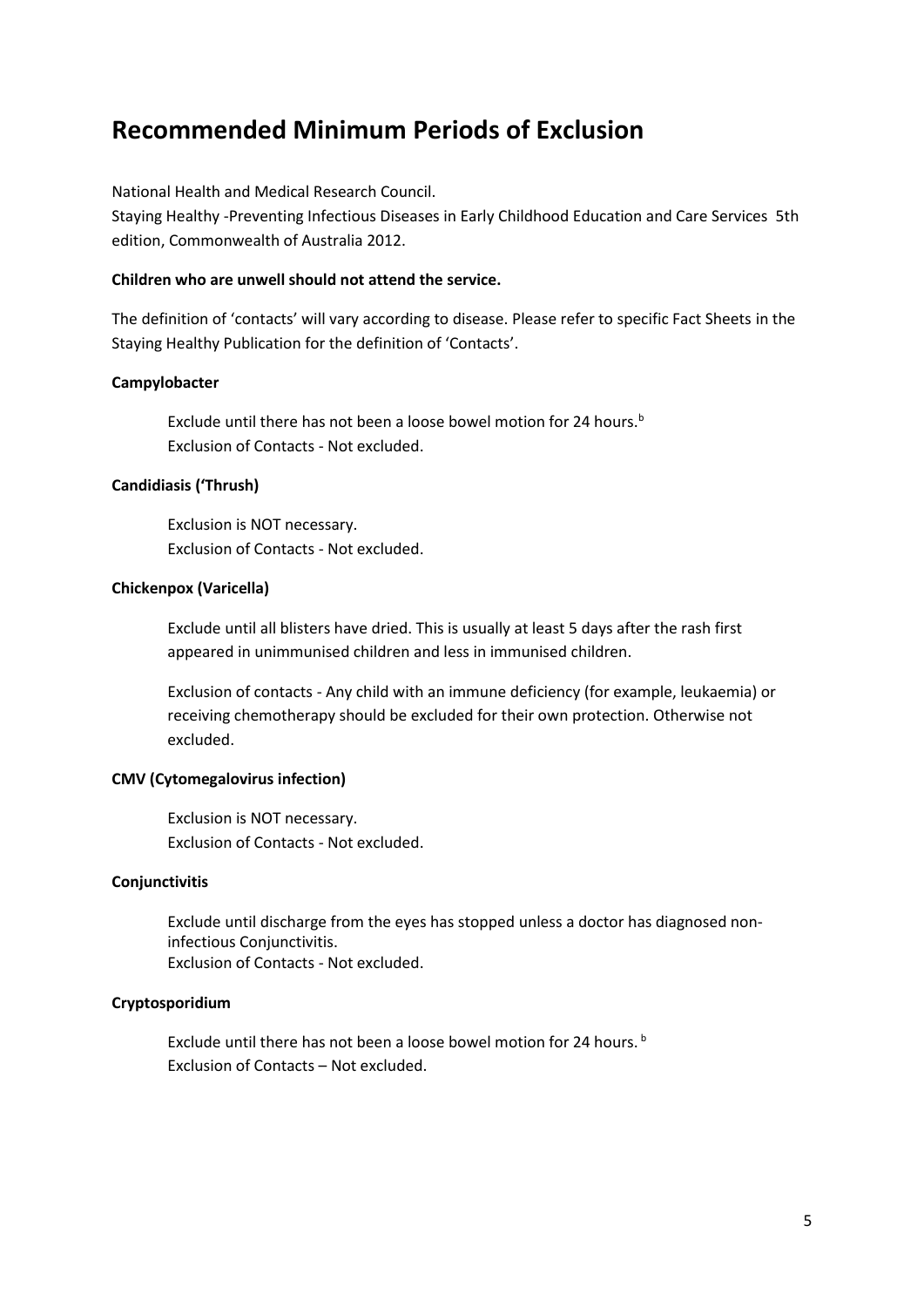# Recommended Minimum Periods of Exclusion

National Health and Medical Research Council.
Staying Healthy -Preventing Infectious Diseases in Early Childhood Education and Care Services 5th edition, Commonwealth of Australia 2012.

**Children who are unwell should not attend the service.**

The definition of 'contacts' will vary according to disease. Please refer to specific Fact Sheets in the Staying Healthy Publication for the definition of 'Contacts'.

**Campylobacter**

Exclude until there has not been a loose bowel motion for 24 hours.[b]
Exclusion of Contacts - Not excluded.

**Candidiasis ('Thrush)**

Exclusion is NOT necessary.
Exclusion of Contacts - Not excluded.

**Chickenpox (Varicella)**

Exclude until all blisters have dried. This is usually at least 5 days after the rash first appeared in unimmunised children and less in immunised children.

Exclusion of contacts - Any child with an immune deficiency (for example, leukaemia) or receiving chemotherapy should be excluded for their own protection. Otherwise not excluded.

**CMV (Cytomegalovirus infection)**

Exclusion is NOT necessary.
Exclusion of Contacts - Not excluded.

**Conjunctivitis**

Exclude until discharge from the eyes has stopped unless a doctor has diagnosed non-infectious Conjunctivitis.
Exclusion of Contacts - Not excluded.

**Cryptosporidium**

Exclude until there has not been a loose bowel motion for 24 hours. [b]
Exclusion of Contacts – Not excluded.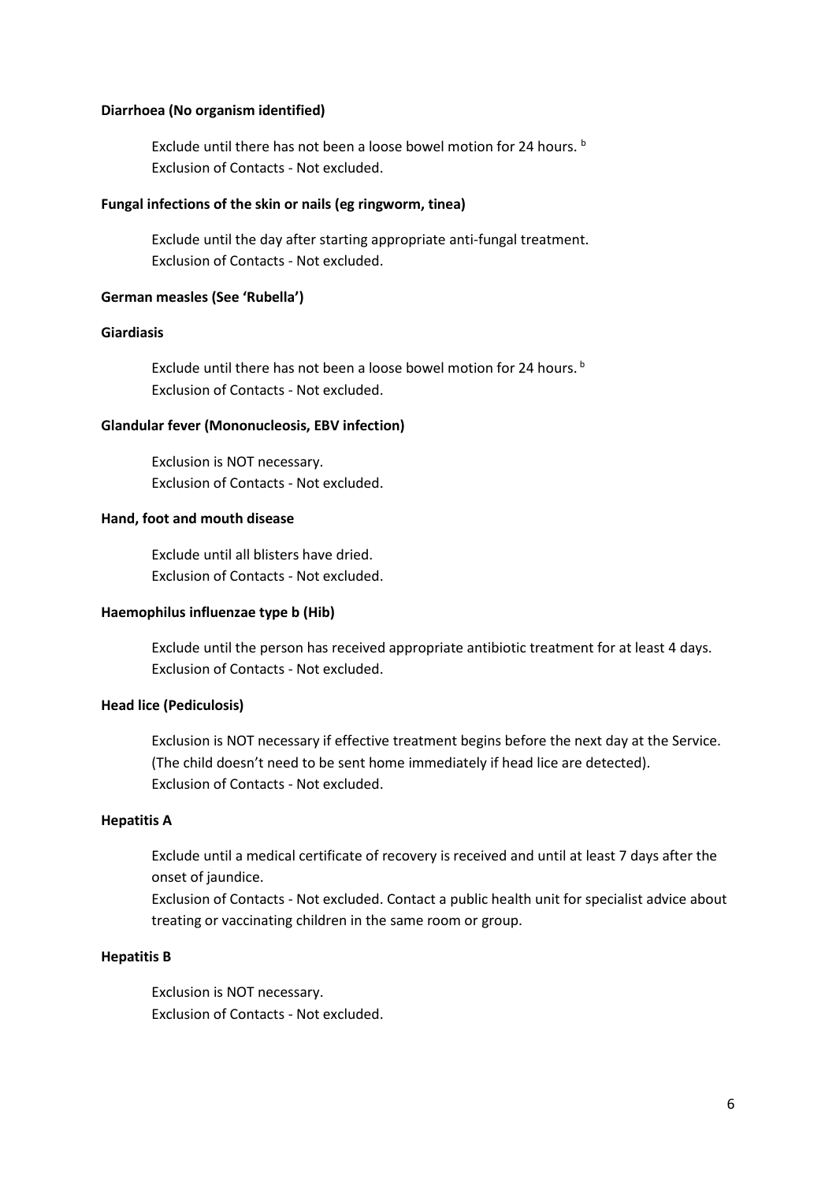**Diarrhoea (No organism identified)**

Exclude until there has not been a loose bowel motion for 24 hours. [b]
Exclusion of Contacts - Not excluded.

**Fungal infections of the skin or nails (eg ringworm, tinea)**

Exclude until the day after starting appropriate anti-fungal treatment.
Exclusion of Contacts - Not excluded.

**German measles (See 'Rubella')**

**Giardiasis**

Exclude until there has not been a loose bowel motion for 24 hours. [b]
Exclusion of Contacts - Not excluded.

**Glandular fever (Mononucleosis, EBV infection)**

Exclusion is NOT necessary.
Exclusion of Contacts - Not excluded.

**Hand, foot and mouth disease**

Exclude until all blisters have dried.
Exclusion of Contacts - Not excluded.

**Haemophilus influenzae type b (Hib)**

Exclude until the person has received appropriate antibiotic treatment for at least 4 days.
Exclusion of Contacts - Not excluded.

**Head lice (Pediculosis)**

Exclusion is NOT necessary if effective treatment begins before the next day at the Service. (The child doesn't need to be sent home immediately if head lice are detected).
Exclusion of Contacts - Not excluded.

**Hepatitis A**

Exclude until a medical certificate of recovery is received and until at least 7 days after the onset of jaundice.
Exclusion of Contacts - Not excluded. Contact a public health unit for specialist advice about treating or vaccinating children in the same room or group.

**Hepatitis B**

Exclusion is NOT necessary.
Exclusion of Contacts - Not excluded.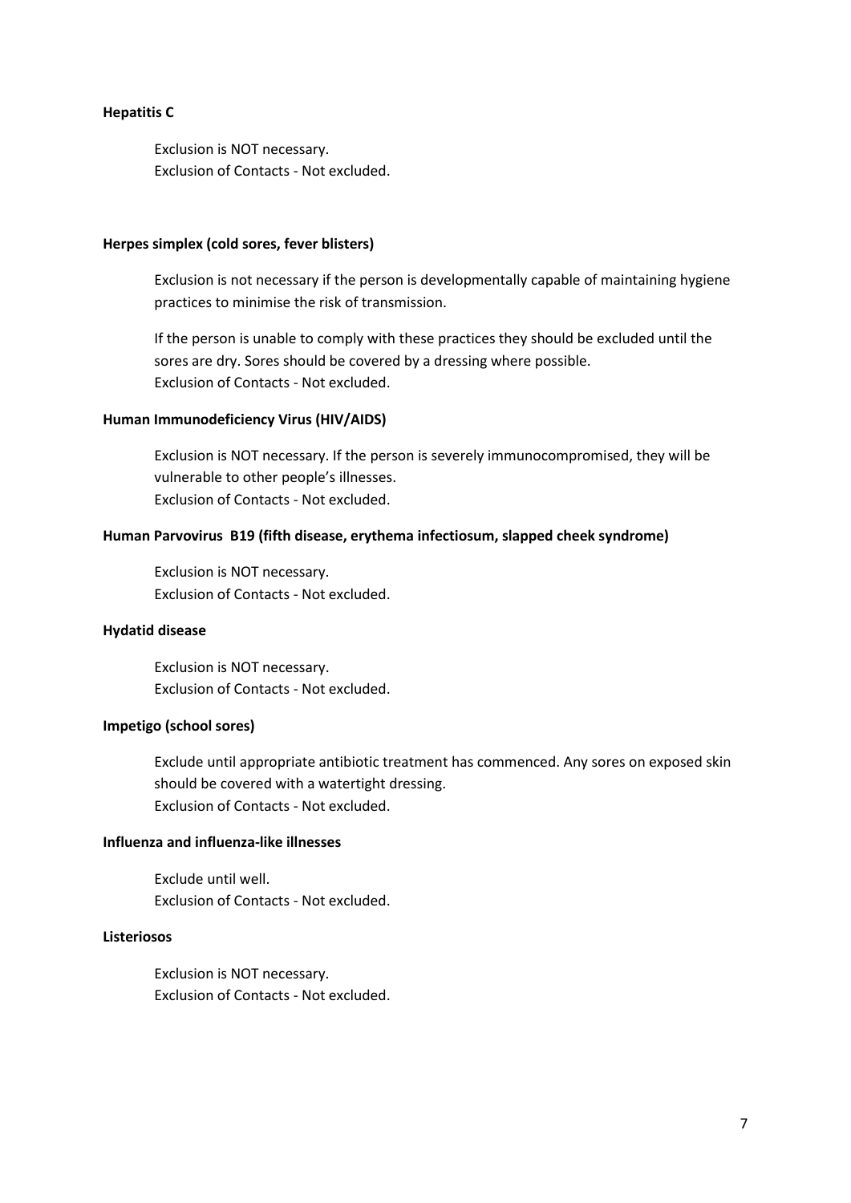**Hepatitis C**

Exclusion is NOT necessary.
Exclusion of Contacts - Not excluded.

**Herpes simplex (cold sores, fever blisters)**

Exclusion is not necessary if the person is developmentally capable of maintaining hygiene practices to minimise the risk of transmission.

If the person is unable to comply with these practices they should be excluded until the sores are dry. Sores should be covered by a dressing where possible.
Exclusion of Contacts - Not excluded.

**Human Immunodeficiency Virus (HIV/AIDS)**

Exclusion is NOT necessary. If the person is severely immunocompromised, they will be vulnerable to other people's illnesses.
Exclusion of Contacts - Not excluded.

**Human Parvovirus B19 (fifth disease, erythema infectiosum, slapped cheek syndrome)**

Exclusion is NOT necessary.
Exclusion of Contacts - Not excluded.

**Hydatid disease**

Exclusion is NOT necessary.
Exclusion of Contacts - Not excluded.

**Impetigo (school sores)**

Exclude until appropriate antibiotic treatment has commenced. Any sores on exposed skin should be covered with a watertight dressing.
Exclusion of Contacts - Not excluded.

**Influenza and influenza-like illnesses**

Exclude until well.
Exclusion of Contacts - Not excluded.

**Listeriosos**

Exclusion is NOT necessary.
Exclusion of Contacts - Not excluded.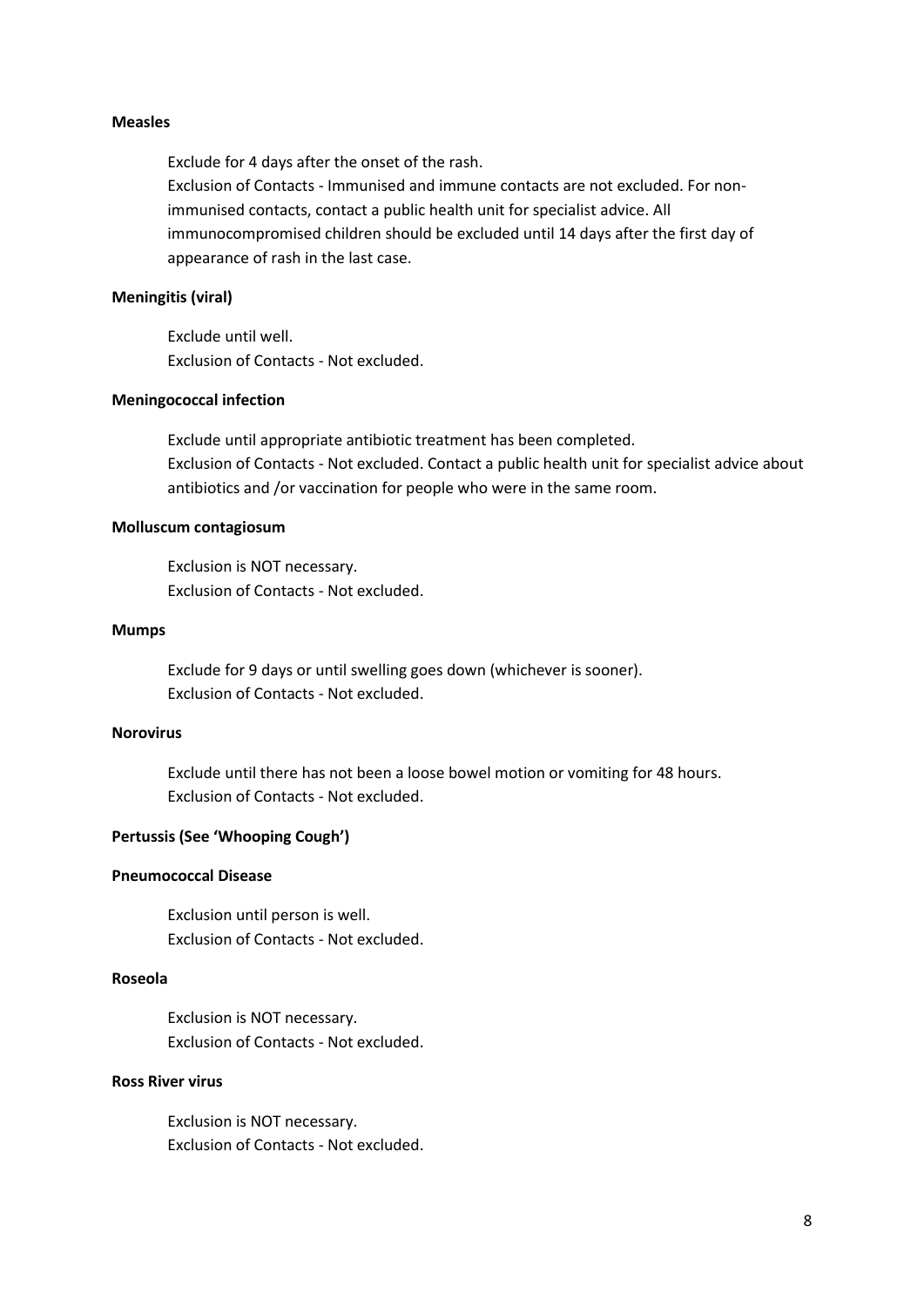**Measles**

Exclude for 4 days after the onset of the rash.
Exclusion of Contacts - Immunised and immune contacts are not excluded. For non-immunised contacts, contact a public health unit for specialist advice. All immunocompromised children should be excluded until 14 days after the first day of appearance of rash in the last case.

**Meningitis (viral)**

Exclude until well.
Exclusion of Contacts - Not excluded.

**Meningococcal infection**

Exclude until appropriate antibiotic treatment has been completed.
Exclusion of Contacts - Not excluded. Contact a public health unit for specialist advice about antibiotics and /or vaccination for people who were in the same room.

**Molluscum contagiosum**

Exclusion is NOT necessary.
Exclusion of Contacts - Not excluded.

**Mumps**

Exclude for 9 days or until swelling goes down (whichever is sooner).
Exclusion of Contacts - Not excluded.

**Norovirus**

Exclude until there has not been a loose bowel motion or vomiting for 48 hours.
Exclusion of Contacts - Not excluded.

**Pertussis (See 'Whooping Cough')**

**Pneumococcal Disease**

Exclusion until person is well.
Exclusion of Contacts - Not excluded.

**Roseola**

Exclusion is NOT necessary.
Exclusion of Contacts - Not excluded.

**Ross River virus**

Exclusion is NOT necessary.
Exclusion of Contacts - Not excluded.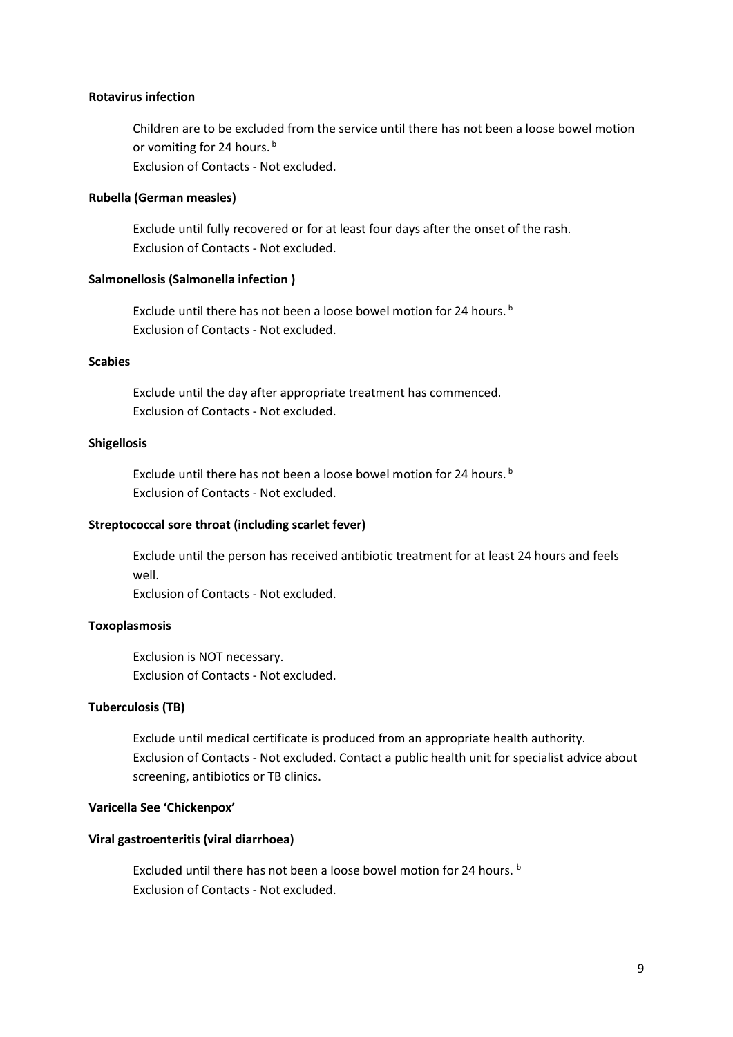**Rotavirus infection**

Children are to be excluded from the service until there has not been a loose bowel motion or vomiting for 24 hours. [b]
Exclusion of Contacts - Not excluded.

**Rubella (German measles)**

Exclude until fully recovered or for at least four days after the onset of the rash.
Exclusion of Contacts - Not excluded.

**Salmonellosis (Salmonella infection )**

Exclude until there has not been a loose bowel motion for 24 hours. [b]
Exclusion of Contacts - Not excluded.

**Scabies**

Exclude until the day after appropriate treatment has commenced.
Exclusion of Contacts - Not excluded.

**Shigellosis**

Exclude until there has not been a loose bowel motion for 24 hours. [b]
Exclusion of Contacts - Not excluded.

**Streptococcal sore throat (including scarlet fever)**

Exclude until the person has received antibiotic treatment for at least 24 hours and feels well.
Exclusion of Contacts - Not excluded.

**Toxoplasmosis**

Exclusion is NOT necessary.
Exclusion of Contacts - Not excluded.

**Tuberculosis (TB)**

Exclude until medical certificate is produced from an appropriate health authority.
Exclusion of Contacts - Not excluded. Contact a public health unit for specialist advice about screening, antibiotics or TB clinics.

**Varicella See 'Chickenpox'**

**Viral gastroenteritis (viral diarrhoea)**

Excluded until there has not been a loose bowel motion for 24 hours. [b]
Exclusion of Contacts - Not excluded.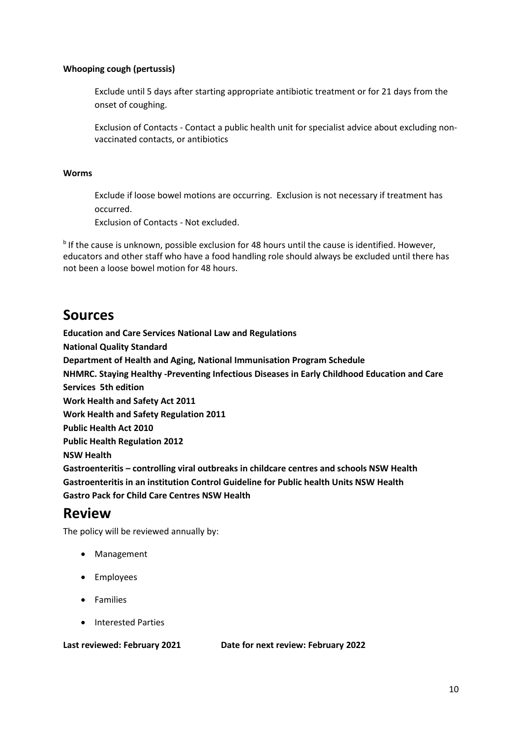**Whooping cough (pertussis)**

Exclude until 5 days after starting appropriate antibiotic treatment or for 21 days from the onset of coughing.

Exclusion of Contacts - Contact a public health unit for specialist advice about excluding non-vaccinated contacts, or antibiotics

**Worms**

Exclude if loose bowel motions are occurring. Exclusion is not necessary if treatment has occurred.

Exclusion of Contacts - Not excluded.

[b] If the cause is unknown, possible exclusion for 48 hours until the cause is identified. However, educators and other staff who have a food handling role should always be excluded until there has not been a loose bowel motion for 48 hours.

# Sources

**Education and Care Services National Law and Regulations**
**National Quality Standard**
**Department of Health and Aging, National Immunisation Program Schedule**
**NHMRC. Staying Healthy -Preventing Infectious Diseases in Early Childhood Education and Care Services 5th edition**
**Work Health and Safety Act 2011**
**Work Health and Safety Regulation 2011**
**Public Health Act 2010**
**Public Health Regulation 2012**
**NSW Health**
**Gastroenteritis – controlling viral outbreaks in childcare centres and schools NSW Health**
**Gastroenteritis in an institution Control Guideline for Public health Units NSW Health**
**Gastro Pack for Child Care Centres NSW Health**

# Review

The policy will be reviewed annually by:

- Management
- Employees
- Families
- Interested Parties

**Last reviewed: February 2021** **Date for next review: February 2022**